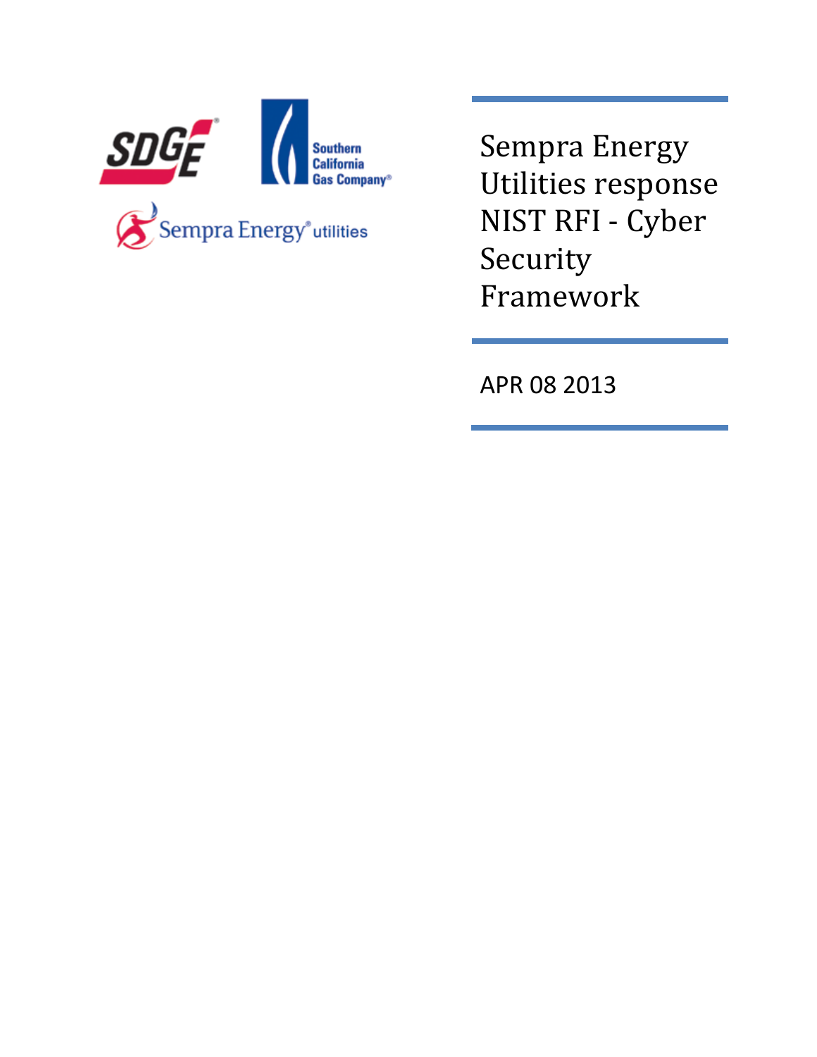SDGE

Southern California Gas Company

Sempra Energy utilities

# Sempra Energy Utilities response NIST RFI - Cyber Security Framework

APR 08 2013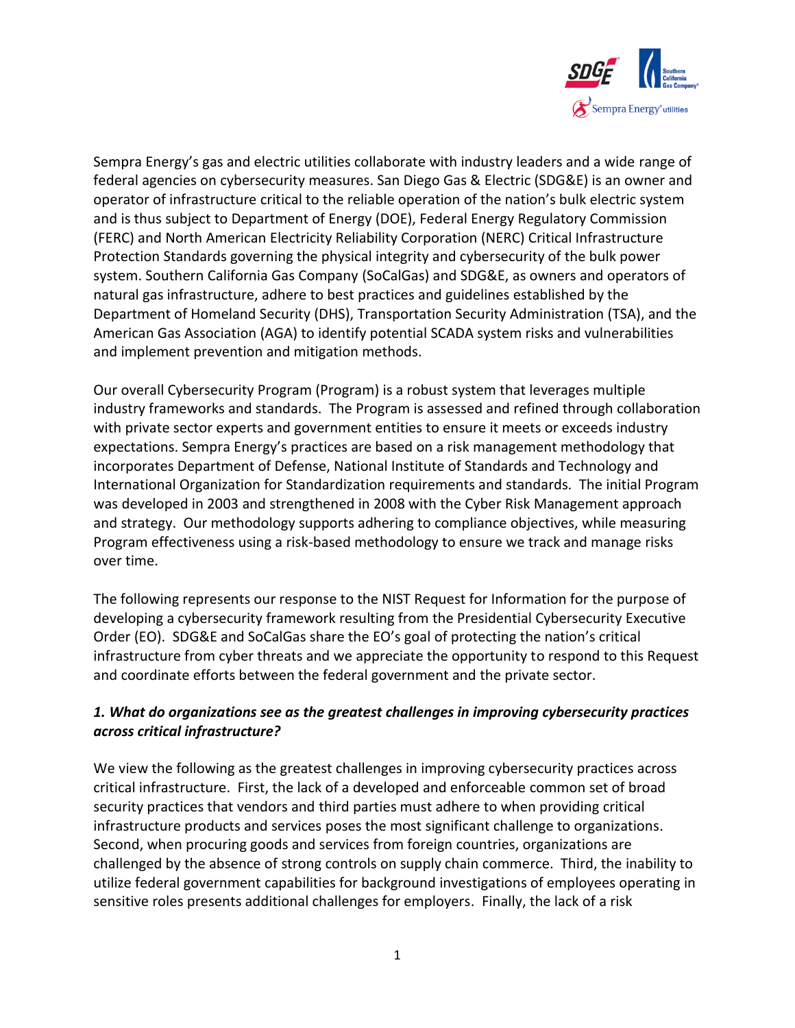Sempra Energy's gas and electric utilities collaborate with industry leaders and a wide range of federal agencies on cybersecurity measures. San Diego Gas & Electric (SDG&E) is an owner and operator of infrastructure critical to the reliable operation of the nation's bulk electric system and is thus subject to Department of Energy (DOE), Federal Energy Regulatory Commission (FERC) and North American Electricity Reliability Corporation (NERC) Critical Infrastructure Protection Standards governing the physical integrity and cybersecurity of the bulk power system. Southern California Gas Company (SoCalGas) and SDG&E, as owners and operators of natural gas infrastructure, adhere to best practices and guidelines established by the Department of Homeland Security (DHS), Transportation Security Administration (TSA), and the American Gas Association (AGA) to identify potential SCADA system risks and vulnerabilities and implement prevention and mitigation methods.

Our overall Cybersecurity Program (Program) is a robust system that leverages multiple industry frameworks and standards. The Program is assessed and refined through collaboration with private sector experts and government entities to ensure it meets or exceeds industry expectations. Sempra Energy's practices are based on a risk management methodology that incorporates Department of Defense, National Institute of Standards and Technology and International Organization for Standardization requirements and standards. The initial Program was developed in 2003 and strengthened in 2008 with the Cyber Risk Management approach and strategy. Our methodology supports adhering to compliance objectives, while measuring Program effectiveness using a risk-based methodology to ensure we track and manage risks over time.

The following represents our response to the NIST Request for Information for the purpose of developing a cybersecurity framework resulting from the Presidential Cybersecurity Executive Order (EO). SDG&E and SoCalGas share the EO's goal of protecting the nation's critical infrastructure from cyber threats and we appreciate the opportunity to respond to this Request and coordinate efforts between the federal government and the private sector.

***1. What do organizations see as the greatest challenges in improving cybersecurity practices across critical infrastructure?***

We view the following as the greatest challenges in improving cybersecurity practices across critical infrastructure. First, the lack of a developed and enforceable common set of broad security practices that vendors and third parties must adhere to when providing critical infrastructure products and services poses the most significant challenge to organizations. Second, when procuring goods and services from foreign countries, organizations are challenged by the absence of strong controls on supply chain commerce. Third, the inability to utilize federal government capabilities for background investigations of employees operating in sensitive roles presents additional challenges for employers. Finally, the lack of a risk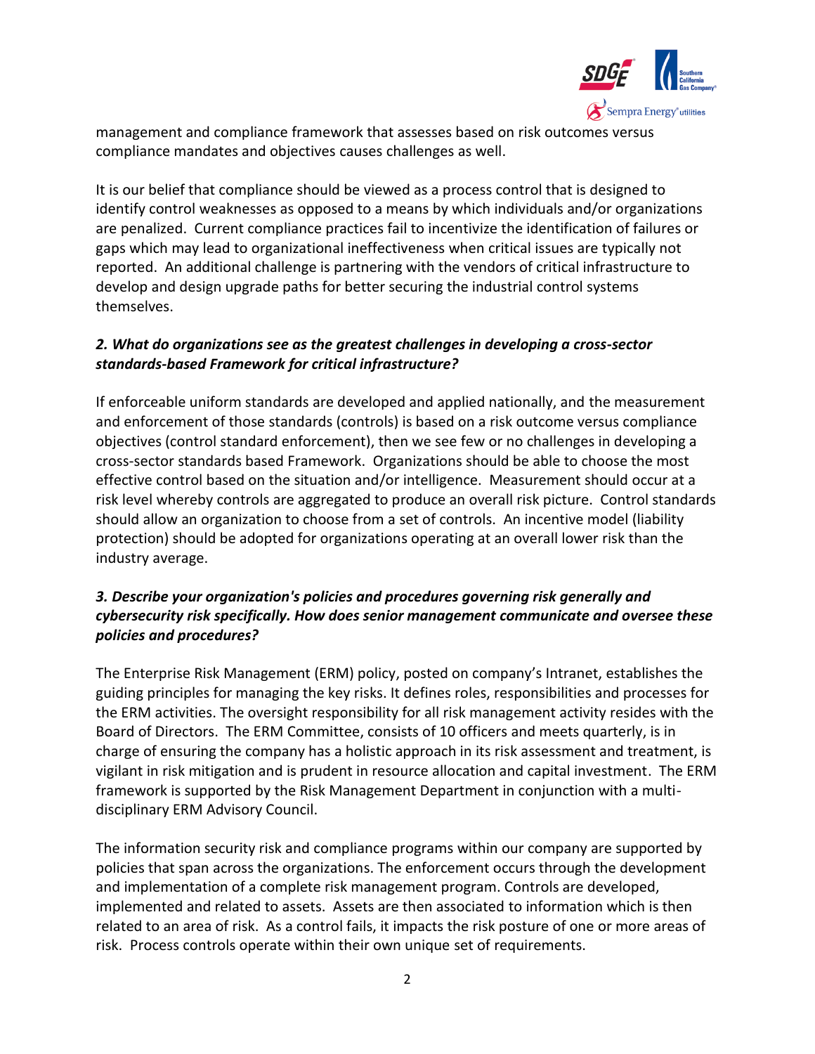management and compliance framework that assesses based on risk outcomes versus compliance mandates and objectives causes challenges as well.

It is our belief that compliance should be viewed as a process control that is designed to identify control weaknesses as opposed to a means by which individuals and/or organizations are penalized. Current compliance practices fail to incentivize the identification of failures or gaps which may lead to organizational ineffectiveness when critical issues are typically not reported. An additional challenge is partnering with the vendors of critical infrastructure to develop and design upgrade paths for better securing the industrial control systems themselves.

***2. What do organizations see as the greatest challenges in developing a cross-sector standards-based Framework for critical infrastructure?***

If enforceable uniform standards are developed and applied nationally, and the measurement and enforcement of those standards (controls) is based on a risk outcome versus compliance objectives (control standard enforcement), then we see few or no challenges in developing a cross-sector standards based Framework. Organizations should be able to choose the most effective control based on the situation and/or intelligence. Measurement should occur at a risk level whereby controls are aggregated to produce an overall risk picture. Control standards should allow an organization to choose from a set of controls. An incentive model (liability protection) should be adopted for organizations operating at an overall lower risk than the industry average.

***3. Describe your organization's policies and procedures governing risk generally and cybersecurity risk specifically. How does senior management communicate and oversee these policies and procedures?***

The Enterprise Risk Management (ERM) policy, posted on company's Intranet, establishes the guiding principles for managing the key risks. It defines roles, responsibilities and processes for the ERM activities. The oversight responsibility for all risk management activity resides with the Board of Directors. The ERM Committee, consists of 10 officers and meets quarterly, is in charge of ensuring the company has a holistic approach in its risk assessment and treatment, is vigilant in risk mitigation and is prudent in resource allocation and capital investment. The ERM framework is supported by the Risk Management Department in conjunction with a multi-disciplinary ERM Advisory Council.

The information security risk and compliance programs within our company are supported by policies that span across the organizations. The enforcement occurs through the development and implementation of a complete risk management program. Controls are developed, implemented and related to assets. Assets are then associated to information which is then related to an area of risk. As a control fails, it impacts the risk posture of one or more areas of risk. Process controls operate within their own unique set of requirements.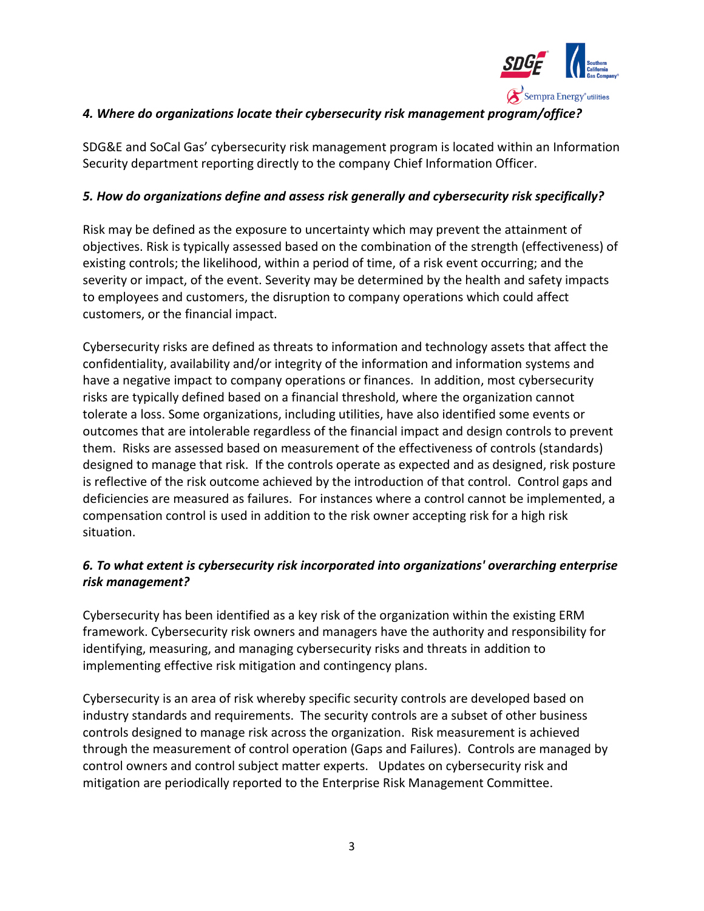***4. Where do organizations locate their cybersecurity risk management program/office?***

SDG&E and SoCal Gas' cybersecurity risk management program is located within an Information Security department reporting directly to the company Chief Information Officer.

***5. How do organizations define and assess risk generally and cybersecurity risk specifically?***

Risk may be defined as the exposure to uncertainty which may prevent the attainment of objectives. Risk is typically assessed based on the combination of the strength (effectiveness) of existing controls; the likelihood, within a period of time, of a risk event occurring; and the severity or impact, of the event. Severity may be determined by the health and safety impacts to employees and customers, the disruption to company operations which could affect customers, or the financial impact.

Cybersecurity risks are defined as threats to information and technology assets that affect the confidentiality, availability and/or integrity of the information and information systems and have a negative impact to company operations or finances. In addition, most cybersecurity risks are typically defined based on a financial threshold, where the organization cannot tolerate a loss. Some organizations, including utilities, have also identified some events or outcomes that are intolerable regardless of the financial impact and design controls to prevent them. Risks are assessed based on measurement of the effectiveness of controls (standards) designed to manage that risk. If the controls operate as expected and as designed, risk posture is reflective of the risk outcome achieved by the introduction of that control. Control gaps and deficiencies are measured as failures. For instances where a control cannot be implemented, a compensation control is used in addition to the risk owner accepting risk for a high risk situation.

***6. To what extent is cybersecurity risk incorporated into organizations' overarching enterprise risk management?***

Cybersecurity has been identified as a key risk of the organization within the existing ERM framework. Cybersecurity risk owners and managers have the authority and responsibility for identifying, measuring, and managing cybersecurity risks and threats in addition to implementing effective risk mitigation and contingency plans.

Cybersecurity is an area of risk whereby specific security controls are developed based on industry standards and requirements. The security controls are a subset of other business controls designed to manage risk across the organization. Risk measurement is achieved through the measurement of control operation (Gaps and Failures). Controls are managed by control owners and control subject matter experts. Updates on cybersecurity risk and mitigation are periodically reported to the Enterprise Risk Management Committee.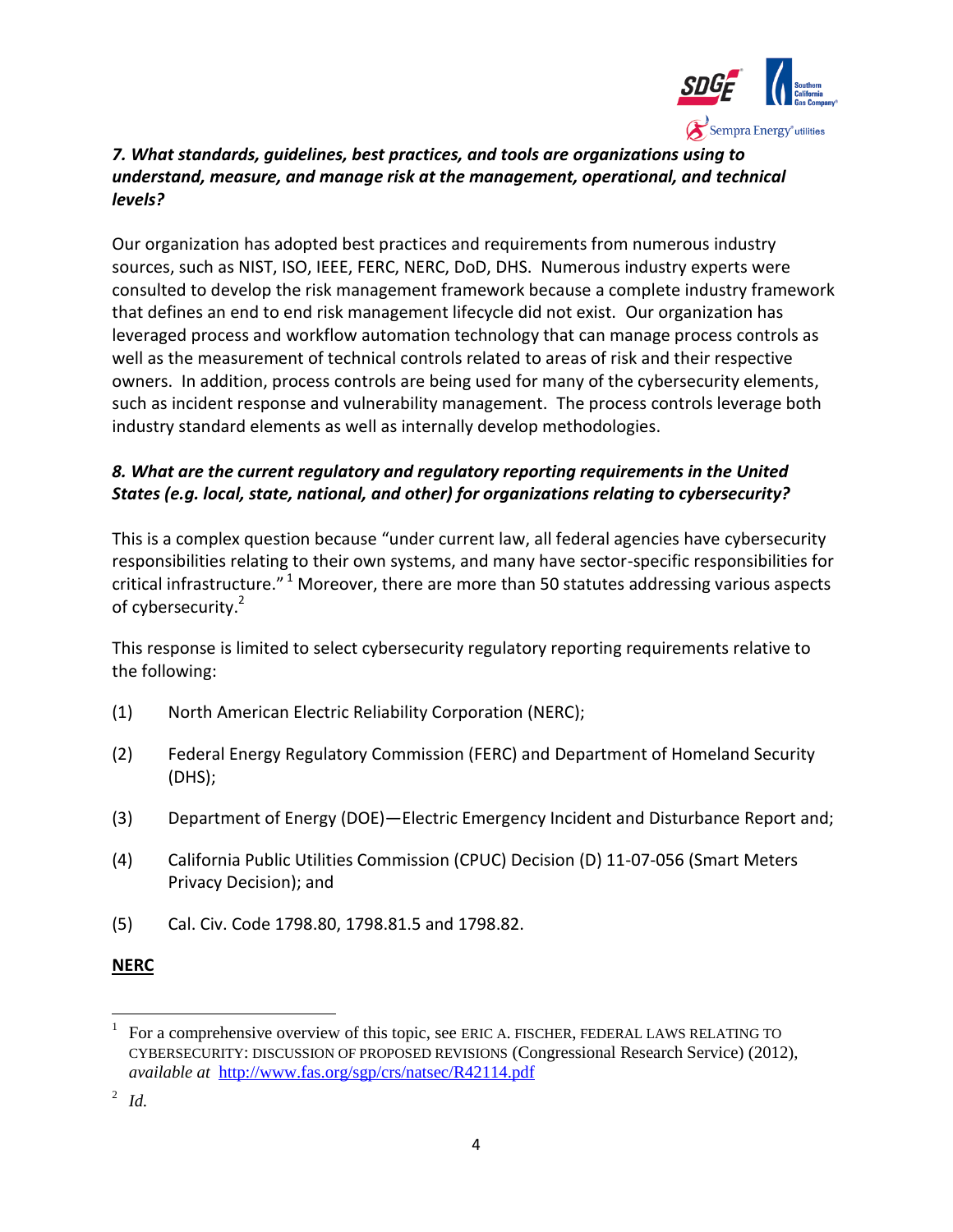***7. What standards, guidelines, best practices, and tools are organizations using to understand, measure, and manage risk at the management, operational, and technical levels?***

Our organization has adopted best practices and requirements from numerous industry sources, such as NIST, ISO, IEEE, FERC, NERC, DoD, DHS. Numerous industry experts were consulted to develop the risk management framework because a complete industry framework that defines an end to end risk management lifecycle did not exist. Our organization has leveraged process and workflow automation technology that can manage process controls as well as the measurement of technical controls related to areas of risk and their respective owners. In addition, process controls are being used for many of the cybersecurity elements, such as incident response and vulnerability management. The process controls leverage both industry standard elements as well as internally develop methodologies.

***8. What are the current regulatory and regulatory reporting requirements in the United States (e.g. local, state, national, and other) for organizations relating to cybersecurity?***

This is a complex question because "under current law, all federal agencies have cybersecurity responsibilities relating to their own systems, and many have sector-specific responsibilities for critical infrastructure."[1] Moreover, there are more than 50 statutes addressing various aspects of cybersecurity.[2]

This response is limited to select cybersecurity regulatory reporting requirements relative to the following:

(1) North American Electric Reliability Corporation (NERC);

(2) Federal Energy Regulatory Commission (FERC) and Department of Homeland Security (DHS);

(3) Department of Energy (DOE)—Electric Emergency Incident and Disturbance Report and;

(4) California Public Utilities Commission (CPUC) Decision (D) 11-07-056 (Smart Meters Privacy Decision); and

(5) Cal. Civ. Code 1798.80, 1798.81.5 and 1798.82.

**<u>NERC</u>**

---

[1] For a comprehensive overview of this topic, see ERIC A. FISCHER, FEDERAL LAWS RELATING TO CYBERSECURITY: DISCUSSION OF PROPOSED REVISIONS (Congressional Research Service) (2012), *available at* http://www.fas.org/sgp/crs/natsec/R42114.pdf

[2] *Id.*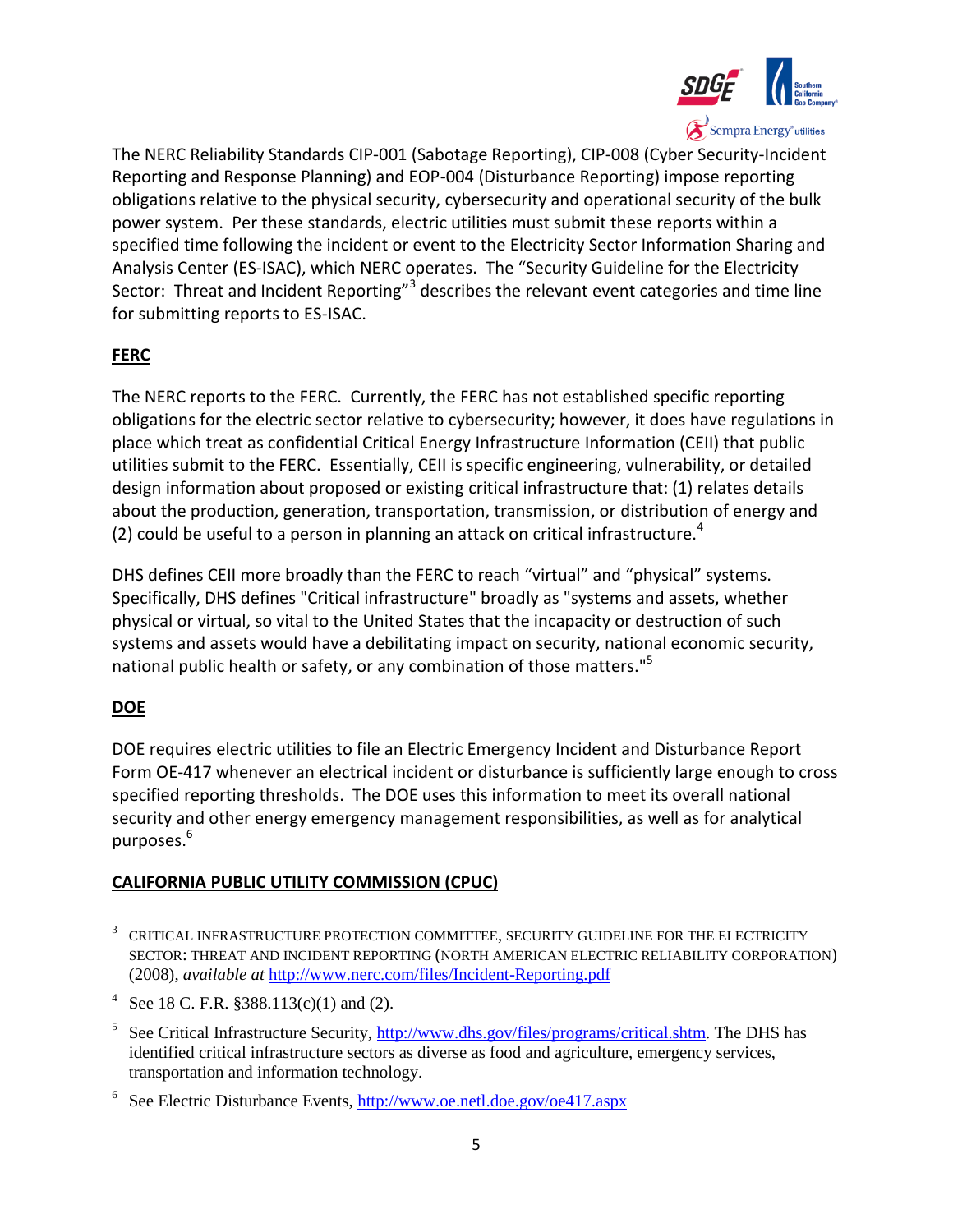The NERC Reliability Standards CIP-001 (Sabotage Reporting), CIP-008 (Cyber Security-Incident Reporting and Response Planning) and EOP-004 (Disturbance Reporting) impose reporting obligations relative to the physical security, cybersecurity and operational security of the bulk power system. Per these standards, electric utilities must submit these reports within a specified time following the incident or event to the Electricity Sector Information Sharing and Analysis Center (ES-ISAC), which NERC operates. The "Security Guideline for the Electricity Sector: Threat and Incident Reporting"[3] describes the relevant event categories and time line for submitting reports to ES-ISAC.

**FERC**

The NERC reports to the FERC. Currently, the FERC has not established specific reporting obligations for the electric sector relative to cybersecurity; however, it does have regulations in place which treat as confidential Critical Energy Infrastructure Information (CEII) that public utilities submit to the FERC. Essentially, CEII is specific engineering, vulnerability, or detailed design information about proposed or existing critical infrastructure that: (1) relates details about the production, generation, transportation, transmission, or distribution of energy and (2) could be useful to a person in planning an attack on critical infrastructure.[4]

DHS defines CEII more broadly than the FERC to reach "virtual" and "physical" systems. Specifically, DHS defines "Critical infrastructure" broadly as "systems and assets, whether physical or virtual, so vital to the United States that the incapacity or destruction of such systems and assets would have a debilitating impact on security, national economic security, national public health or safety, or any combination of those matters."[5]

**DOE**

DOE requires electric utilities to file an Electric Emergency Incident and Disturbance Report Form OE-417 whenever an electrical incident or disturbance is sufficiently large enough to cross specified reporting thresholds. The DOE uses this information to meet its overall national security and other energy emergency management responsibilities, as well as for analytical purposes.[6]

**CALIFORNIA PUBLIC UTILITY COMMISSION (CPUC)**

---

[3] CRITICAL INFRASTRUCTURE PROTECTION COMMITTEE, SECURITY GUIDELINE FOR THE ELECTRICITY SECTOR: THREAT AND INCIDENT REPORTING (NORTH AMERICAN ELECTRIC RELIABILITY CORPORATION) (2008), *available at* http://www.nerc.com/files/Incident-Reporting.pdf

[4] See 18 C. F.R. §388.113(c)(1) and (2).

[5] See Critical Infrastructure Security, http://www.dhs.gov/files/programs/critical.shtm. The DHS has identified critical infrastructure sectors as diverse as food and agriculture, emergency services, transportation and information technology.

[6] See Electric Disturbance Events, http://www.oe.netl.doe.gov/oe417.aspx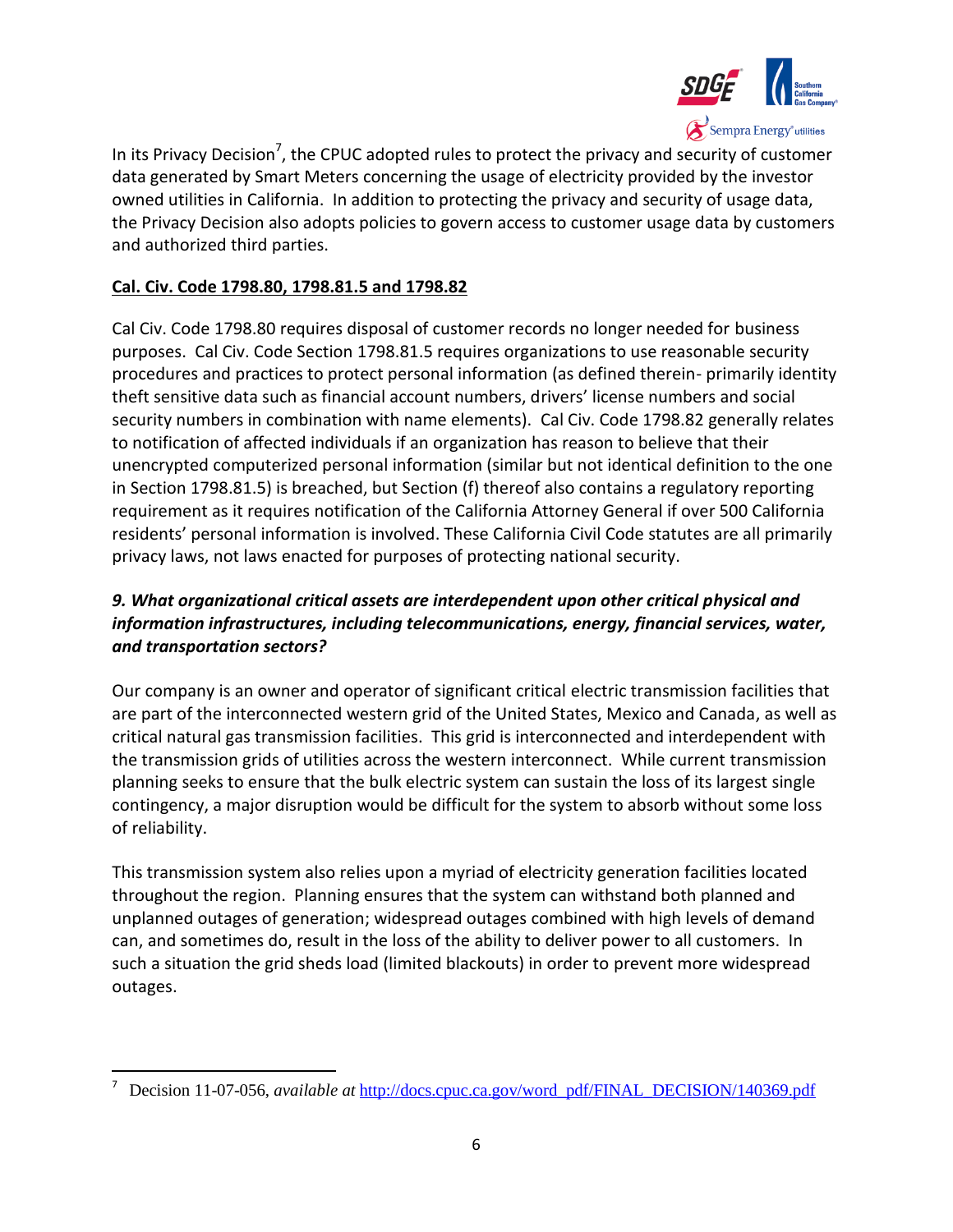In its Privacy Decision[7], the CPUC adopted rules to protect the privacy and security of customer data generated by Smart Meters concerning the usage of electricity provided by the investor owned utilities in California. In addition to protecting the privacy and security of usage data, the Privacy Decision also adopts policies to govern access to customer usage data by customers and authorized third parties.

**Cal. Civ. Code 1798.80, 1798.81.5 and 1798.82**

Cal Civ. Code 1798.80 requires disposal of customer records no longer needed for business purposes. Cal Civ. Code Section 1798.81.5 requires organizations to use reasonable security procedures and practices to protect personal information (as defined therein- primarily identity theft sensitive data such as financial account numbers, drivers' license numbers and social security numbers in combination with name elements). Cal Civ. Code 1798.82 generally relates to notification of affected individuals if an organization has reason to believe that their unencrypted computerized personal information (similar but not identical definition to the one in Section 1798.81.5) is breached, but Section (f) thereof also contains a regulatory reporting requirement as it requires notification of the California Attorney General if over 500 California residents' personal information is involved. These California Civil Code statutes are all primarily privacy laws, not laws enacted for purposes of protecting national security.

***9. What organizational critical assets are interdependent upon other critical physical and information infrastructures, including telecommunications, energy, financial services, water, and transportation sectors?***

Our company is an owner and operator of significant critical electric transmission facilities that are part of the interconnected western grid of the United States, Mexico and Canada, as well as critical natural gas transmission facilities. This grid is interconnected and interdependent with the transmission grids of utilities across the western interconnect. While current transmission planning seeks to ensure that the bulk electric system can sustain the loss of its largest single contingency, a major disruption would be difficult for the system to absorb without some loss of reliability.

This transmission system also relies upon a myriad of electricity generation facilities located throughout the region. Planning ensures that the system can withstand both planned and unplanned outages of generation; widespread outages combined with high levels of demand can, and sometimes do, result in the loss of the ability to deliver power to all customers. In such a situation the grid sheds load (limited blackouts) in order to prevent more widespread outages.

---

[7] Decision 11-07-056, *available at* http://docs.cpuc.ca.gov/word_pdf/FINAL_DECISION/140369.pdf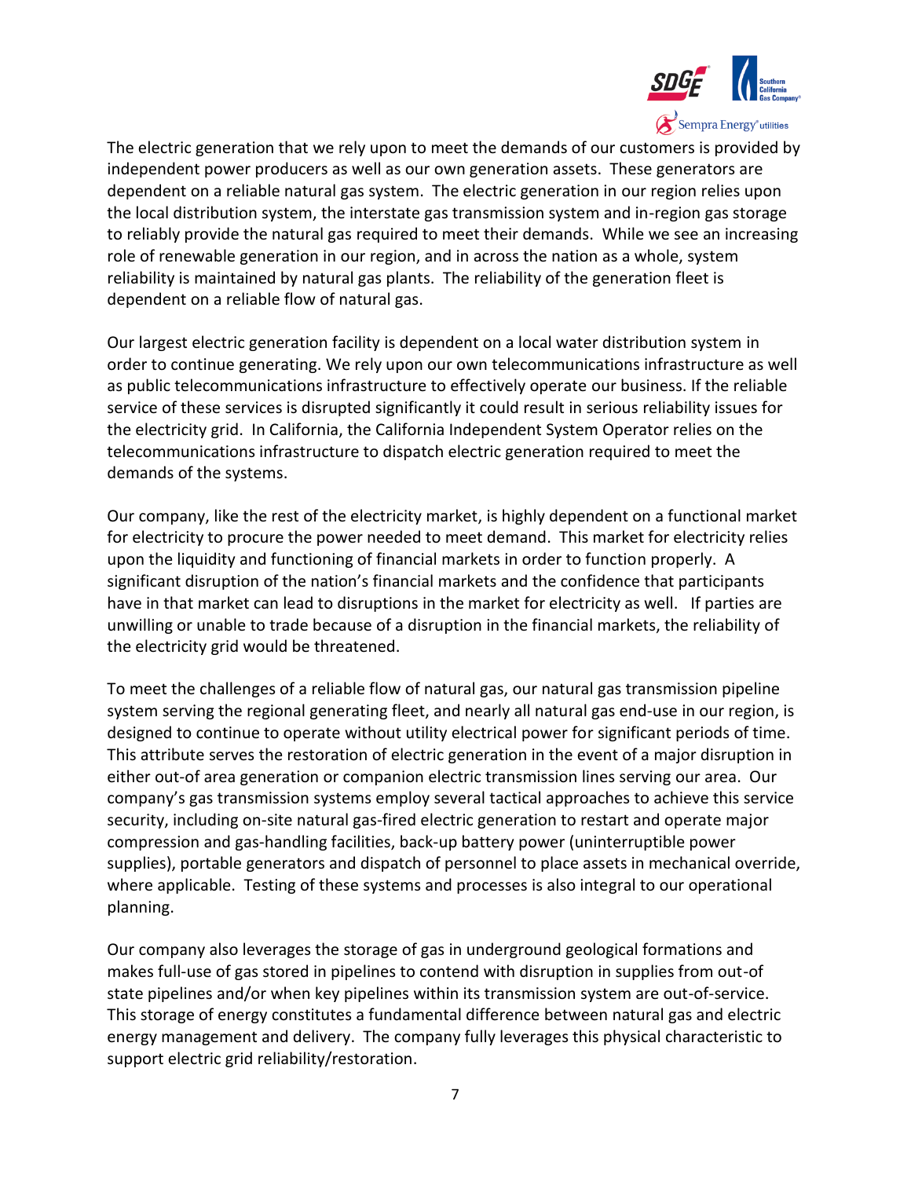The electric generation that we rely upon to meet the demands of our customers is provided by independent power producers as well as our own generation assets. These generators are dependent on a reliable natural gas system. The electric generation in our region relies upon the local distribution system, the interstate gas transmission system and in-region gas storage to reliably provide the natural gas required to meet their demands. While we see an increasing role of renewable generation in our region, and in across the nation as a whole, system reliability is maintained by natural gas plants. The reliability of the generation fleet is dependent on a reliable flow of natural gas.

Our largest electric generation facility is dependent on a local water distribution system in order to continue generating. We rely upon our own telecommunications infrastructure as well as public telecommunications infrastructure to effectively operate our business. If the reliable service of these services is disrupted significantly it could result in serious reliability issues for the electricity grid. In California, the California Independent System Operator relies on the telecommunications infrastructure to dispatch electric generation required to meet the demands of the systems.

Our company, like the rest of the electricity market, is highly dependent on a functional market for electricity to procure the power needed to meet demand. This market for electricity relies upon the liquidity and functioning of financial markets in order to function properly. A significant disruption of the nation's financial markets and the confidence that participants have in that market can lead to disruptions in the market for electricity as well. If parties are unwilling or unable to trade because of a disruption in the financial markets, the reliability of the electricity grid would be threatened.

To meet the challenges of a reliable flow of natural gas, our natural gas transmission pipeline system serving the regional generating fleet, and nearly all natural gas end-use in our region, is designed to continue to operate without utility electrical power for significant periods of time. This attribute serves the restoration of electric generation in the event of a major disruption in either out-of area generation or companion electric transmission lines serving our area. Our company's gas transmission systems employ several tactical approaches to achieve this service security, including on-site natural gas-fired electric generation to restart and operate major compression and gas-handling facilities, back-up battery power (uninterruptible power supplies), portable generators and dispatch of personnel to place assets in mechanical override, where applicable. Testing of these systems and processes is also integral to our operational planning.

Our company also leverages the storage of gas in underground geological formations and makes full-use of gas stored in pipelines to contend with disruption in supplies from out-of state pipelines and/or when key pipelines within its transmission system are out-of-service. This storage of energy constitutes a fundamental difference between natural gas and electric energy management and delivery. The company fully leverages this physical characteristic to support electric grid reliability/restoration.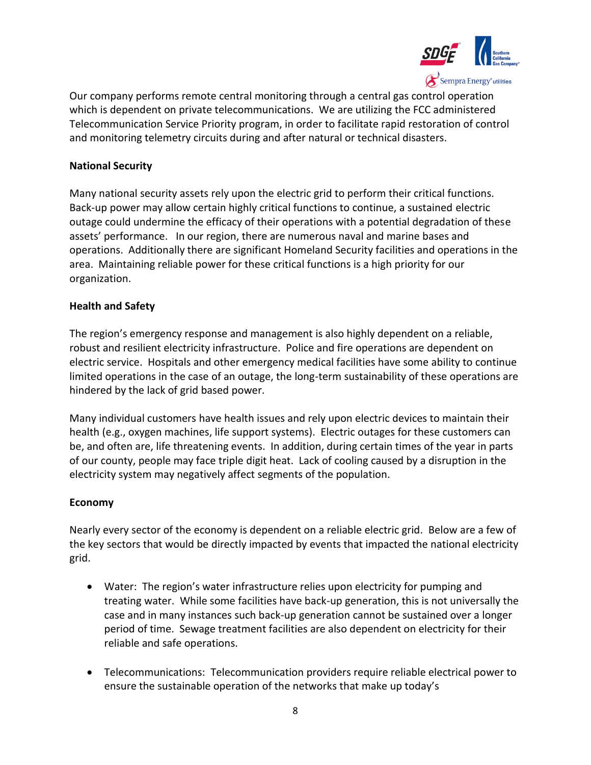Our company performs remote central monitoring through a central gas control operation which is dependent on private telecommunications. We are utilizing the FCC administered Telecommunication Service Priority program, in order to facilitate rapid restoration of control and monitoring telemetry circuits during and after natural or technical disasters.

**National Security**

Many national security assets rely upon the electric grid to perform their critical functions. Back-up power may allow certain highly critical functions to continue, a sustained electric outage could undermine the efficacy of their operations with a potential degradation of these assets' performance. In our region, there are numerous naval and marine bases and operations. Additionally there are significant Homeland Security facilities and operations in the area. Maintaining reliable power for these critical functions is a high priority for our organization.

**Health and Safety**

The region's emergency response and management is also highly dependent on a reliable, robust and resilient electricity infrastructure. Police and fire operations are dependent on electric service. Hospitals and other emergency medical facilities have some ability to continue limited operations in the case of an outage, the long-term sustainability of these operations are hindered by the lack of grid based power.

Many individual customers have health issues and rely upon electric devices to maintain their health (e.g., oxygen machines, life support systems). Electric outages for these customers can be, and often are, life threatening events. In addition, during certain times of the year in parts of our county, people may face triple digit heat. Lack of cooling caused by a disruption in the electricity system may negatively affect segments of the population.

**Economy**

Nearly every sector of the economy is dependent on a reliable electric grid. Below are a few of the key sectors that would be directly impacted by events that impacted the national electricity grid.

- Water: The region's water infrastructure relies upon electricity for pumping and treating water. While some facilities have back-up generation, this is not universally the case and in many instances such back-up generation cannot be sustained over a longer period of time. Sewage treatment facilities are also dependent on electricity for their reliable and safe operations.

- Telecommunications: Telecommunication providers require reliable electrical power to ensure the sustainable operation of the networks that make up today's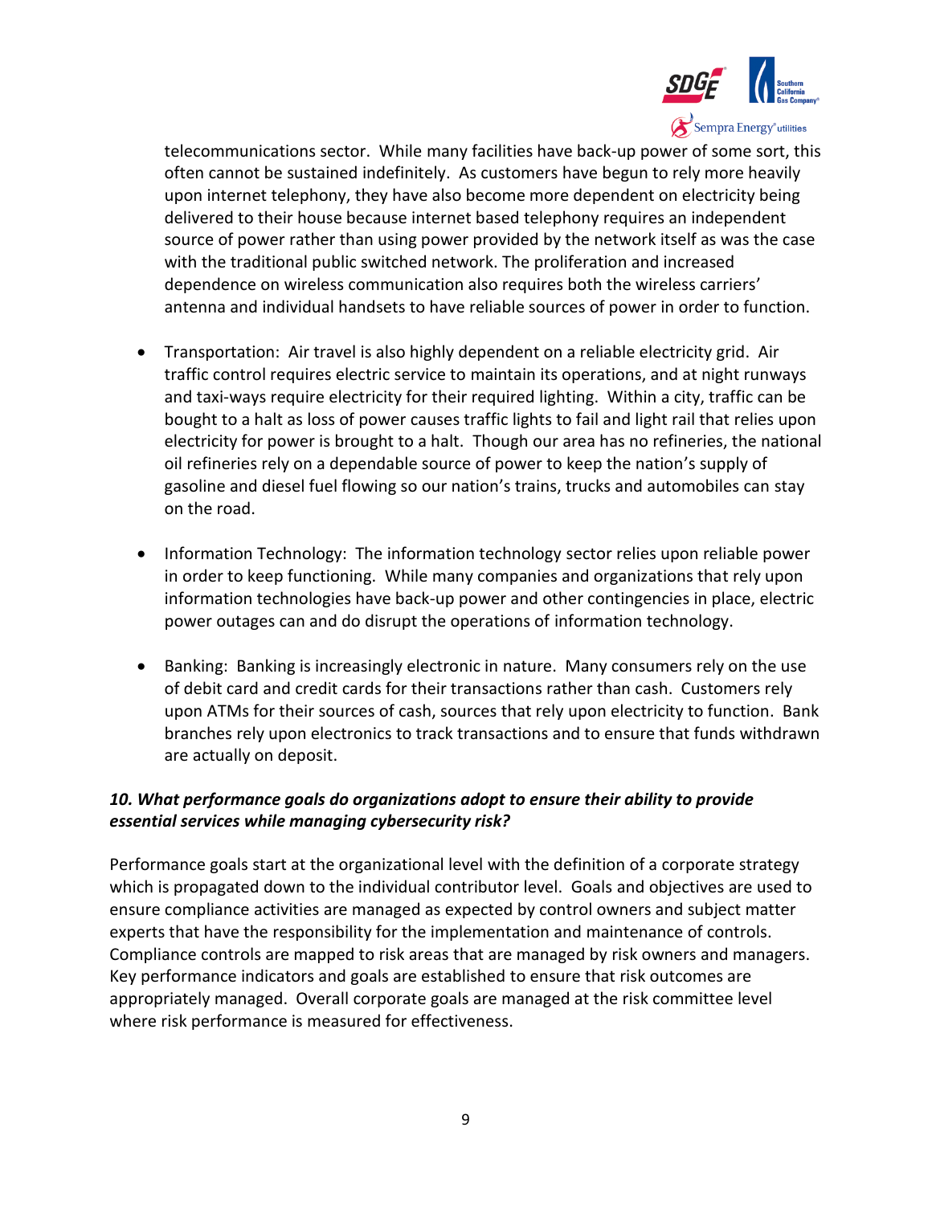telecommunications sector. While many facilities have back-up power of some sort, this often cannot be sustained indefinitely. As customers have begun to rely more heavily upon internet telephony, they have also become more dependent on electricity being delivered to their house because internet based telephony requires an independent source of power rather than using power provided by the network itself as was the case with the traditional public switched network. The proliferation and increased dependence on wireless communication also requires both the wireless carriers' antenna and individual handsets to have reliable sources of power in order to function.

- Transportation: Air travel is also highly dependent on a reliable electricity grid. Air traffic control requires electric service to maintain its operations, and at night runways and taxi-ways require electricity for their required lighting. Within a city, traffic can be bought to a halt as loss of power causes traffic lights to fail and light rail that relies upon electricity for power is brought to a halt. Though our area has no refineries, the national oil refineries rely on a dependable source of power to keep the nation's supply of gasoline and diesel fuel flowing so our nation's trains, trucks and automobiles can stay on the road.

- Information Technology: The information technology sector relies upon reliable power in order to keep functioning. While many companies and organizations that rely upon information technologies have back-up power and other contingencies in place, electric power outages can and do disrupt the operations of information technology.

- Banking: Banking is increasingly electronic in nature. Many consumers rely on the use of debit card and credit cards for their transactions rather than cash. Customers rely upon ATMs for their sources of cash, sources that rely upon electricity to function. Bank branches rely upon electronics to track transactions and to ensure that funds withdrawn are actually on deposit.

***10. What performance goals do organizations adopt to ensure their ability to provide essential services while managing cybersecurity risk?***

Performance goals start at the organizational level with the definition of a corporate strategy which is propagated down to the individual contributor level. Goals and objectives are used to ensure compliance activities are managed as expected by control owners and subject matter experts that have the responsibility for the implementation and maintenance of controls. Compliance controls are mapped to risk areas that are managed by risk owners and managers. Key performance indicators and goals are established to ensure that risk outcomes are appropriately managed. Overall corporate goals are managed at the risk committee level where risk performance is measured for effectiveness.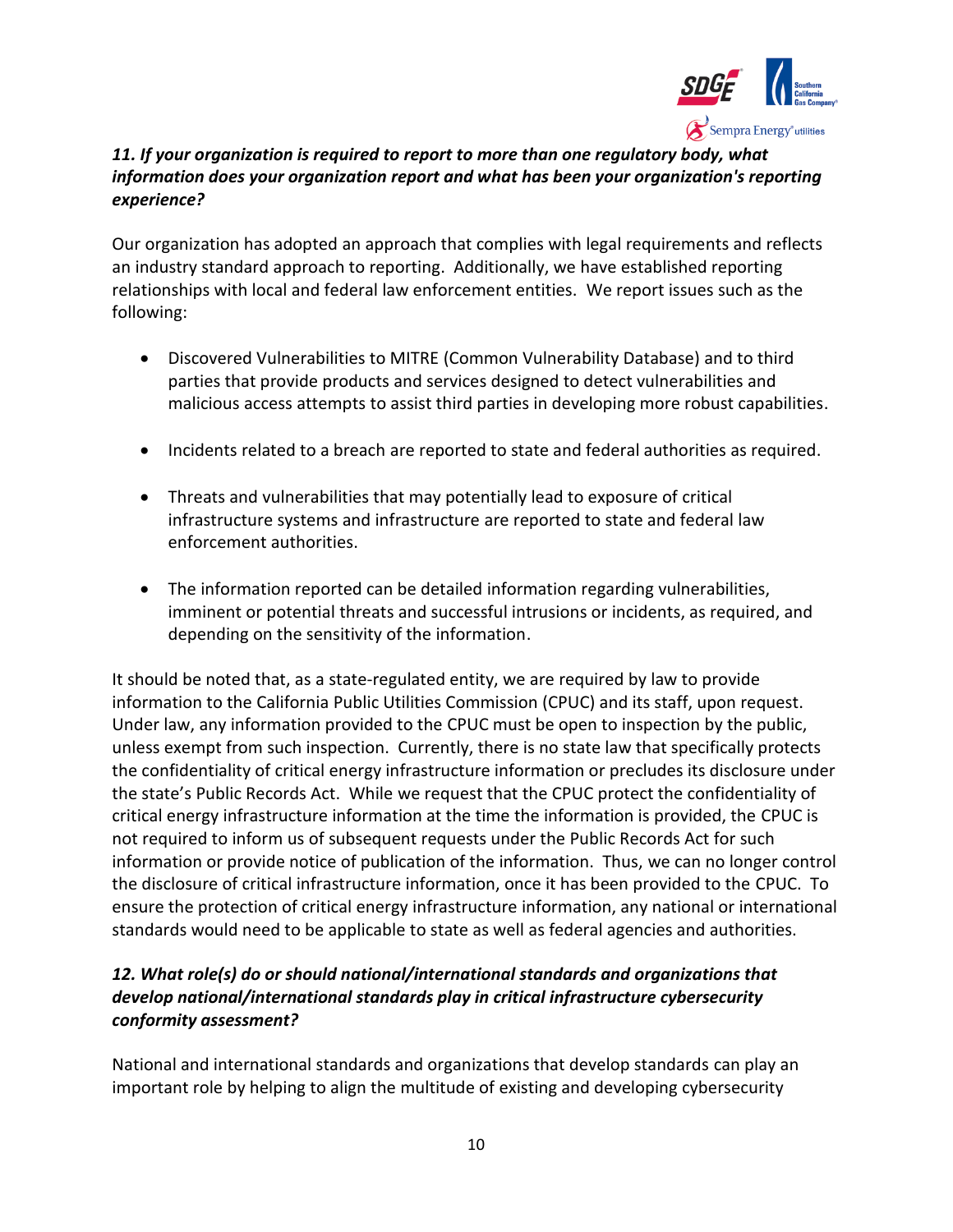***11. If your organization is required to report to more than one regulatory body, what information does your organization report and what has been your organization's reporting experience?***

Our organization has adopted an approach that complies with legal requirements and reflects an industry standard approach to reporting. Additionally, we have established reporting relationships with local and federal law enforcement entities. We report issues such as the following:

- Discovered Vulnerabilities to MITRE (Common Vulnerability Database) and to third parties that provide products and services designed to detect vulnerabilities and malicious access attempts to assist third parties in developing more robust capabilities.

- Incidents related to a breach are reported to state and federal authorities as required.

- Threats and vulnerabilities that may potentially lead to exposure of critical infrastructure systems and infrastructure are reported to state and federal law enforcement authorities.

- The information reported can be detailed information regarding vulnerabilities, imminent or potential threats and successful intrusions or incidents, as required, and depending on the sensitivity of the information.

It should be noted that, as a state-regulated entity, we are required by law to provide information to the California Public Utilities Commission (CPUC) and its staff, upon request. Under law, any information provided to the CPUC must be open to inspection by the public, unless exempt from such inspection. Currently, there is no state law that specifically protects the confidentiality of critical energy infrastructure information or precludes its disclosure under the state's Public Records Act. While we request that the CPUC protect the confidentiality of critical energy infrastructure information at the time the information is provided, the CPUC is not required to inform us of subsequent requests under the Public Records Act for such information or provide notice of publication of the information. Thus, we can no longer control the disclosure of critical infrastructure information, once it has been provided to the CPUC. To ensure the protection of critical energy infrastructure information, any national or international standards would need to be applicable to state as well as federal agencies and authorities.

***12. What role(s) do or should national/international standards and organizations that develop national/international standards play in critical infrastructure cybersecurity conformity assessment?***

National and international standards and organizations that develop standards can play an important role by helping to align the multitude of existing and developing cybersecurity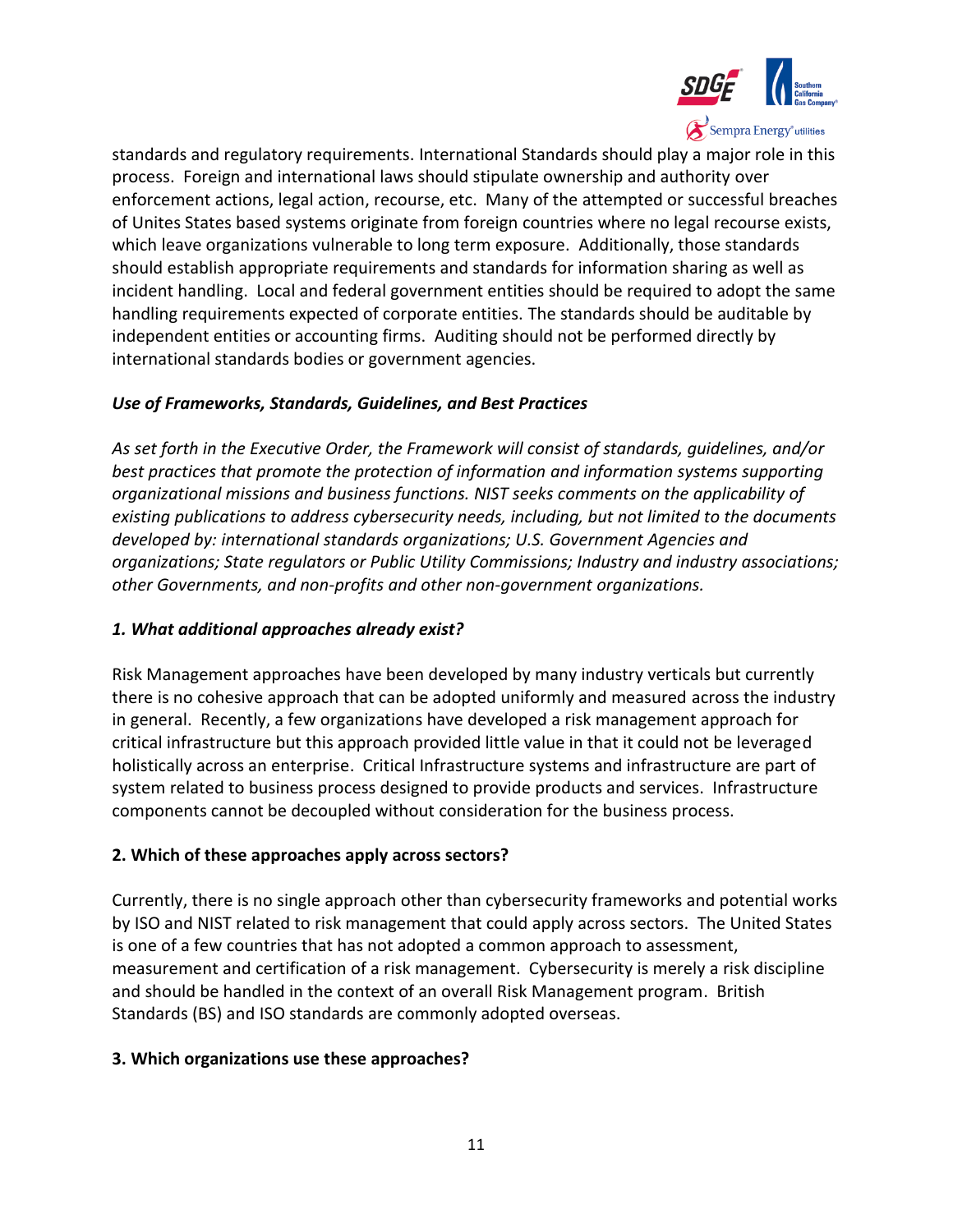standards and regulatory requirements. International Standards should play a major role in this process. Foreign and international laws should stipulate ownership and authority over enforcement actions, legal action, recourse, etc. Many of the attempted or successful breaches of Unites States based systems originate from foreign countries where no legal recourse exists, which leave organizations vulnerable to long term exposure. Additionally, those standards should establish appropriate requirements and standards for information sharing as well as incident handling. Local and federal government entities should be required to adopt the same handling requirements expected of corporate entities. The standards should be auditable by independent entities or accounting firms. Auditing should not be performed directly by international standards bodies or government agencies.

### *Use of Frameworks, Standards, Guidelines, and Best Practices*

*As set forth in the Executive Order, the Framework will consist of standards, guidelines, and/or best practices that promote the protection of information and information systems supporting organizational missions and business functions. NIST seeks comments on the applicability of existing publications to address cybersecurity needs, including, but not limited to the documents developed by: international standards organizations; U.S. Government Agencies and organizations; State regulators or Public Utility Commissions; Industry and industry associations; other Governments, and non-profits and other non-government organizations.*

#### *1. What additional approaches already exist?*

Risk Management approaches have been developed by many industry verticals but currently there is no cohesive approach that can be adopted uniformly and measured across the industry in general. Recently, a few organizations have developed a risk management approach for critical infrastructure but this approach provided little value in that it could not be leveraged holistically across an enterprise. Critical Infrastructure systems and infrastructure are part of system related to business process designed to provide products and services. Infrastructure components cannot be decoupled without consideration for the business process.

#### 2. Which of these approaches apply across sectors?

Currently, there is no single approach other than cybersecurity frameworks and potential works by ISO and NIST related to risk management that could apply across sectors. The United States is one of a few countries that has not adopted a common approach to assessment, measurement and certification of a risk management. Cybersecurity is merely a risk discipline and should be handled in the context of an overall Risk Management program. British Standards (BS) and ISO standards are commonly adopted overseas.

#### 3. Which organizations use these approaches?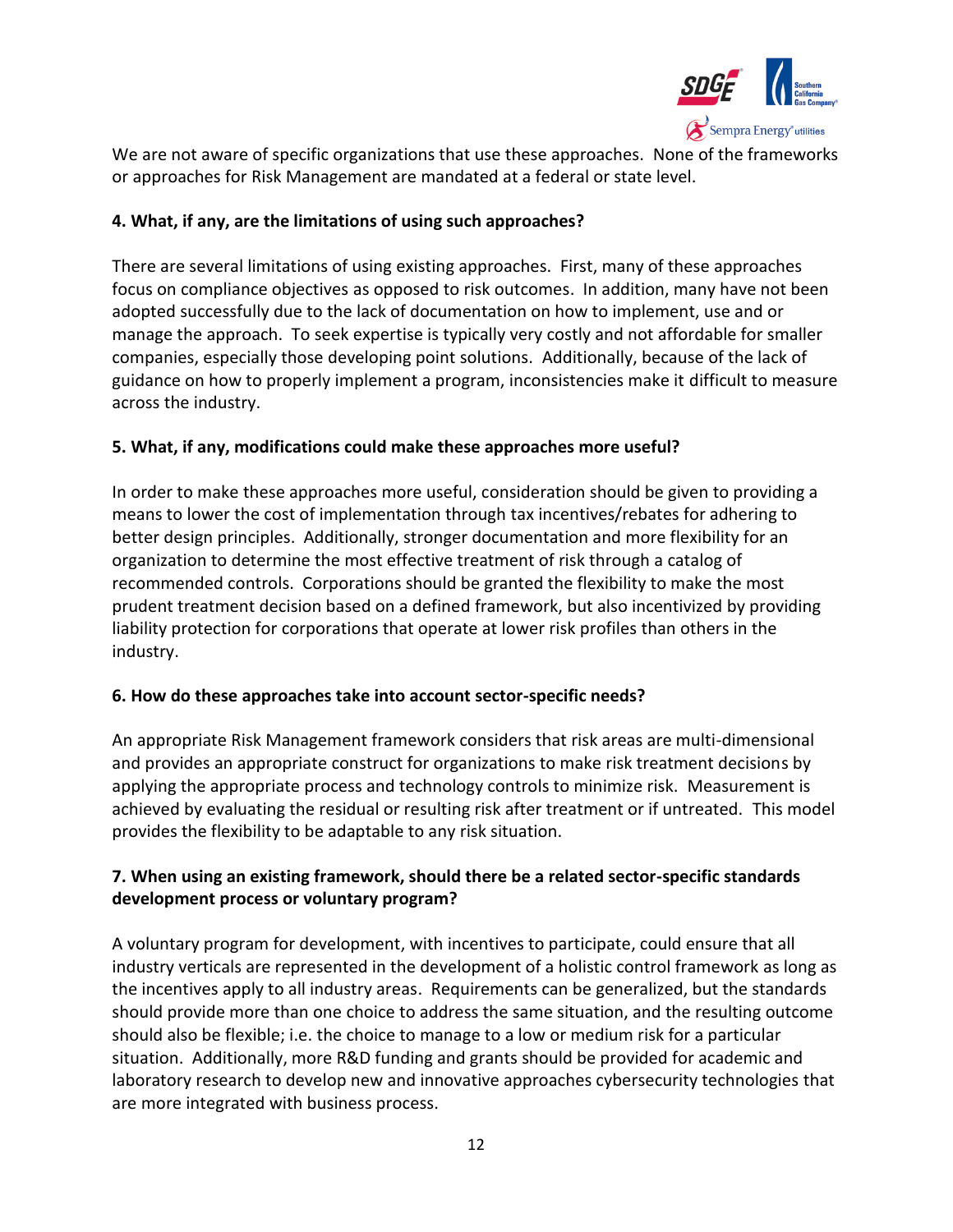We are not aware of specific organizations that use these approaches. None of the frameworks or approaches for Risk Management are mandated at a federal or state level.

**4. What, if any, are the limitations of using such approaches?**

There are several limitations of using existing approaches. First, many of these approaches focus on compliance objectives as opposed to risk outcomes. In addition, many have not been adopted successfully due to the lack of documentation on how to implement, use and or manage the approach. To seek expertise is typically very costly and not affordable for smaller companies, especially those developing point solutions. Additionally, because of the lack of guidance on how to properly implement a program, inconsistencies make it difficult to measure across the industry.

**5. What, if any, modifications could make these approaches more useful?**

In order to make these approaches more useful, consideration should be given to providing a means to lower the cost of implementation through tax incentives/rebates for adhering to better design principles. Additionally, stronger documentation and more flexibility for an organization to determine the most effective treatment of risk through a catalog of recommended controls. Corporations should be granted the flexibility to make the most prudent treatment decision based on a defined framework, but also incentivized by providing liability protection for corporations that operate at lower risk profiles than others in the industry.

**6. How do these approaches take into account sector-specific needs?**

An appropriate Risk Management framework considers that risk areas are multi-dimensional and provides an appropriate construct for organizations to make risk treatment decisions by applying the appropriate process and technology controls to minimize risk. Measurement is achieved by evaluating the residual or resulting risk after treatment or if untreated. This model provides the flexibility to be adaptable to any risk situation.

**7. When using an existing framework, should there be a related sector-specific standards development process or voluntary program?**

A voluntary program for development, with incentives to participate, could ensure that all industry verticals are represented in the development of a holistic control framework as long as the incentives apply to all industry areas. Requirements can be generalized, but the standards should provide more than one choice to address the same situation, and the resulting outcome should also be flexible; i.e. the choice to manage to a low or medium risk for a particular situation. Additionally, more R&D funding and grants should be provided for academic and laboratory research to develop new and innovative approaches cybersecurity technologies that are more integrated with business process.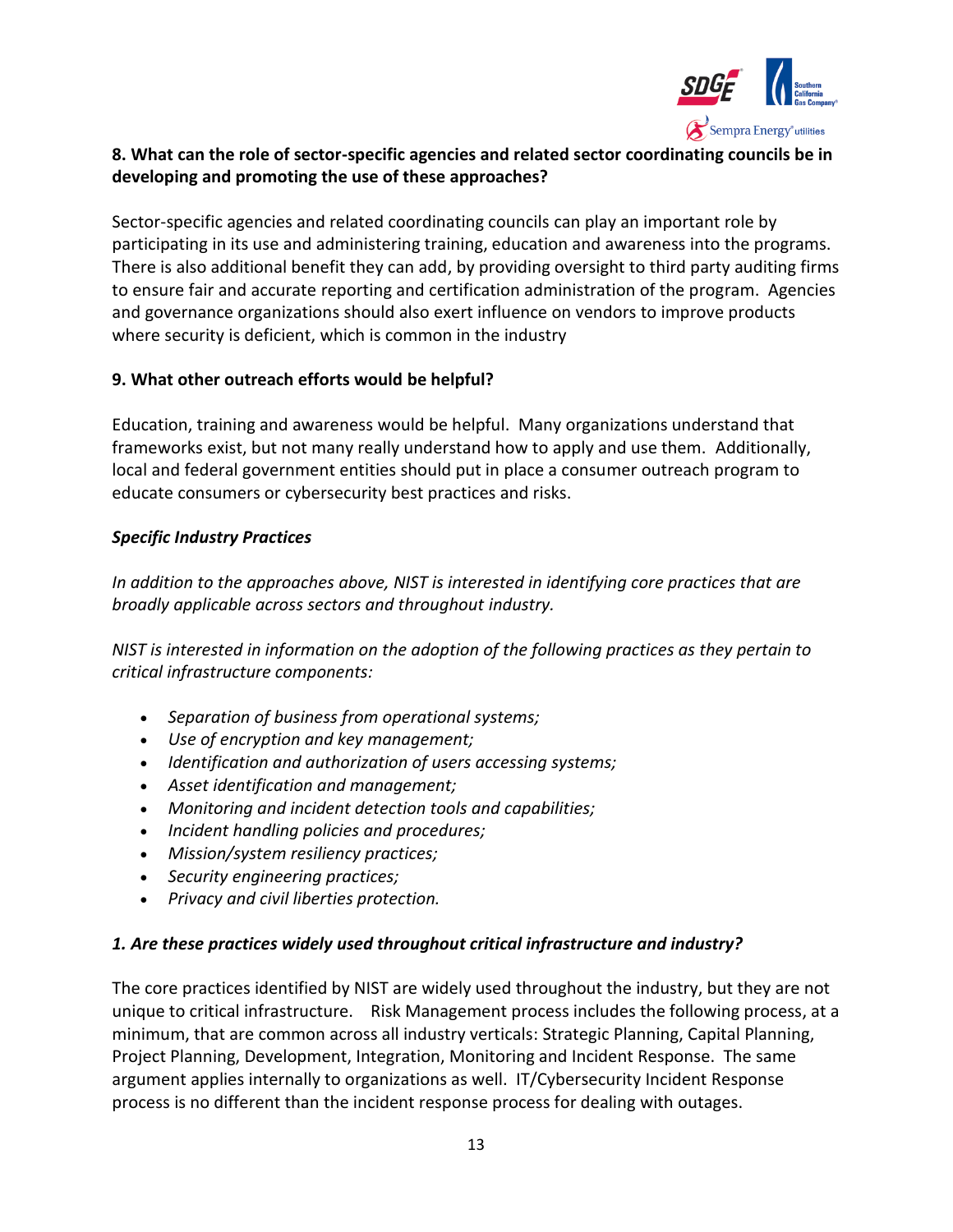**8. What can the role of sector-specific agencies and related sector coordinating councils be in developing and promoting the use of these approaches?**

Sector-specific agencies and related coordinating councils can play an important role by participating in its use and administering training, education and awareness into the programs. There is also additional benefit they can add, by providing oversight to third party auditing firms to ensure fair and accurate reporting and certification administration of the program. Agencies and governance organizations should also exert influence on vendors to improve products where security is deficient, which is common in the industry

**9. What other outreach efforts would be helpful?**

Education, training and awareness would be helpful. Many organizations understand that frameworks exist, but not many really understand how to apply and use them. Additionally, local and federal government entities should put in place a consumer outreach program to educate consumers or cybersecurity best practices and risks.

***Specific Industry Practices***

*In addition to the approaches above, NIST is interested in identifying core practices that are broadly applicable across sectors and throughout industry.*

*NIST is interested in information on the adoption of the following practices as they pertain to critical infrastructure components:*

- *Separation of business from operational systems;*
- *Use of encryption and key management;*
- *Identification and authorization of users accessing systems;*
- *Asset identification and management;*
- *Monitoring and incident detection tools and capabilities;*
- *Incident handling policies and procedures;*
- *Mission/system resiliency practices;*
- *Security engineering practices;*
- *Privacy and civil liberties protection.*

***1. Are these practices widely used throughout critical infrastructure and industry?***

The core practices identified by NIST are widely used throughout the industry, but they are not unique to critical infrastructure. Risk Management process includes the following process, at a minimum, that are common across all industry verticals: Strategic Planning, Capital Planning, Project Planning, Development, Integration, Monitoring and Incident Response. The same argument applies internally to organizations as well. IT/Cybersecurity Incident Response process is no different than the incident response process for dealing with outages.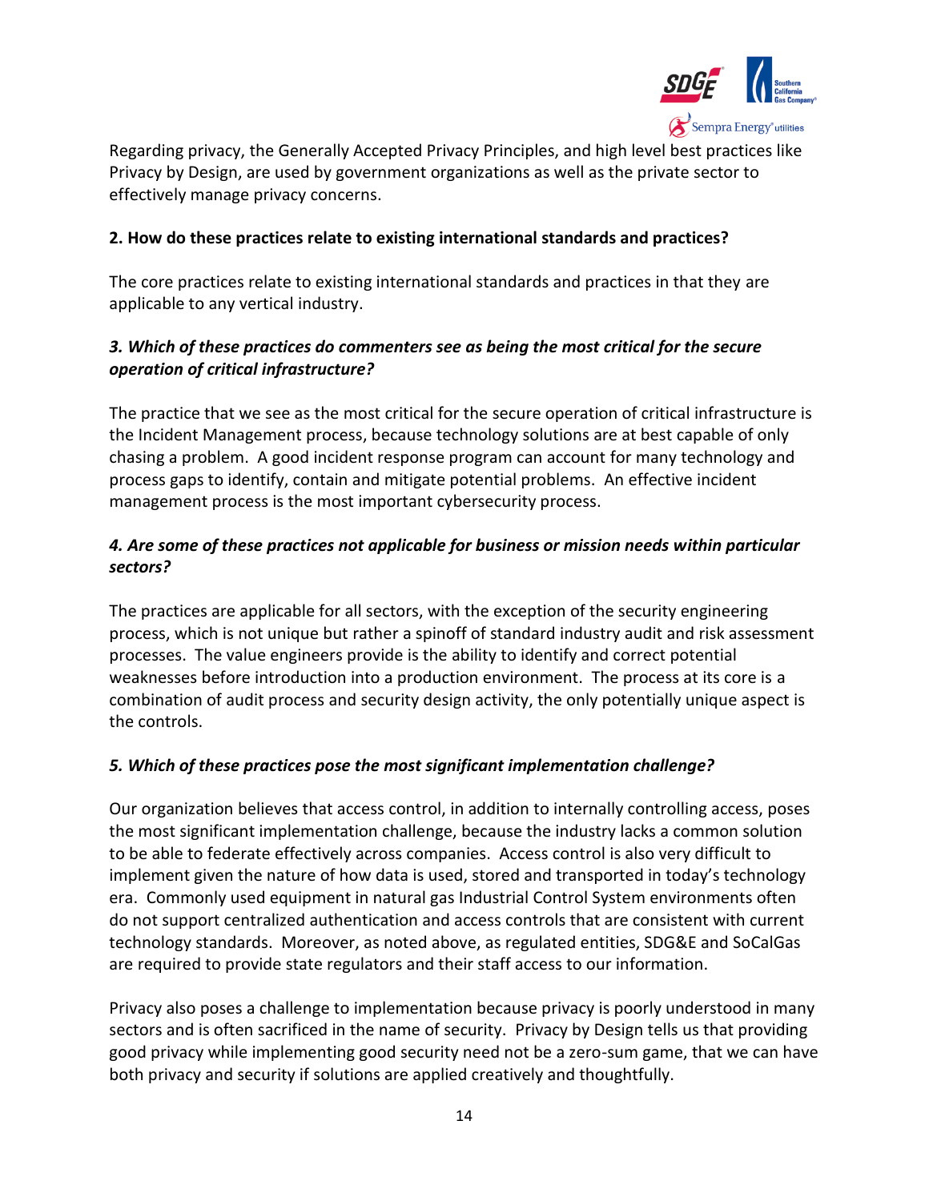Regarding privacy, the Generally Accepted Privacy Principles, and high level best practices like Privacy by Design, are used by government organizations as well as the private sector to effectively manage privacy concerns.

**2. How do these practices relate to existing international standards and practices?**

The core practices relate to existing international standards and practices in that they are applicable to any vertical industry.

***3. Which of these practices do commenters see as being the most critical for the secure operation of critical infrastructure?***

The practice that we see as the most critical for the secure operation of critical infrastructure is the Incident Management process, because technology solutions are at best capable of only chasing a problem. A good incident response program can account for many technology and process gaps to identify, contain and mitigate potential problems. An effective incident management process is the most important cybersecurity process.

***4. Are some of these practices not applicable for business or mission needs within particular sectors?***

The practices are applicable for all sectors, with the exception of the security engineering process, which is not unique but rather a spinoff of standard industry audit and risk assessment processes. The value engineers provide is the ability to identify and correct potential weaknesses before introduction into a production environment. The process at its core is a combination of audit process and security design activity, the only potentially unique aspect is the controls.

***5. Which of these practices pose the most significant implementation challenge?***

Our organization believes that access control, in addition to internally controlling access, poses the most significant implementation challenge, because the industry lacks a common solution to be able to federate effectively across companies. Access control is also very difficult to implement given the nature of how data is used, stored and transported in today's technology era. Commonly used equipment in natural gas Industrial Control System environments often do not support centralized authentication and access controls that are consistent with current technology standards. Moreover, as noted above, as regulated entities, SDG&E and SoCalGas are required to provide state regulators and their staff access to our information.

Privacy also poses a challenge to implementation because privacy is poorly understood in many sectors and is often sacrificed in the name of security. Privacy by Design tells us that providing good privacy while implementing good security need not be a zero-sum game, that we can have both privacy and security if solutions are applied creatively and thoughtfully.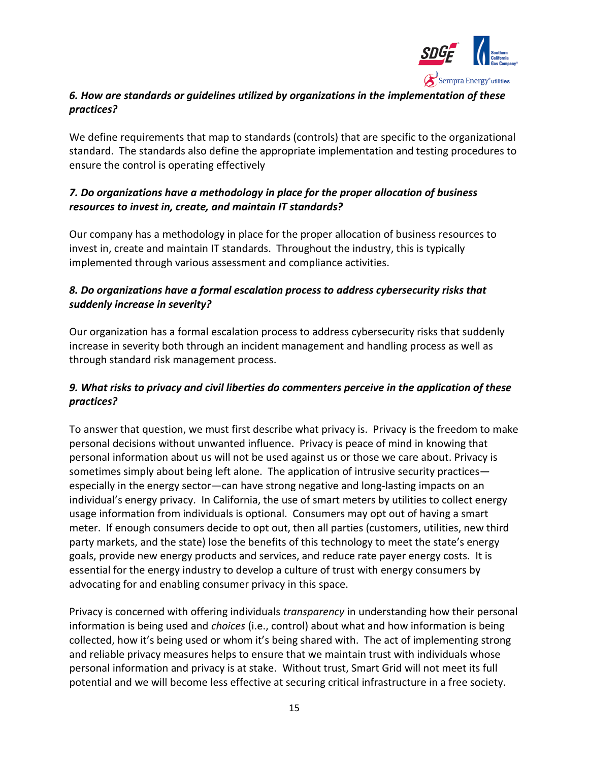*6. How are standards or guidelines utilized by organizations in the implementation of these practices?*

We define requirements that map to standards (controls) that are specific to the organizational standard. The standards also define the appropriate implementation and testing procedures to ensure the control is operating effectively

***7. Do organizations have a methodology in place for the proper allocation of business resources to invest in, create, and maintain IT standards?***

Our company has a methodology in place for the proper allocation of business resources to invest in, create and maintain IT standards. Throughout the industry, this is typically implemented through various assessment and compliance activities.

***8. Do organizations have a formal escalation process to address cybersecurity risks that suddenly increase in severity?***

Our organization has a formal escalation process to address cybersecurity risks that suddenly increase in severity both through an incident management and handling process as well as through standard risk management process.

***9. What risks to privacy and civil liberties do commenters perceive in the application of these practices?***

To answer that question, we must first describe what privacy is. Privacy is the freedom to make personal decisions without unwanted influence. Privacy is peace of mind in knowing that personal information about us will not be used against us or those we care about. Privacy is sometimes simply about being left alone. The application of intrusive security practices—especially in the energy sector—can have strong negative and long-lasting impacts on an individual's energy privacy. In California, the use of smart meters by utilities to collect energy usage information from individuals is optional. Consumers may opt out of having a smart meter. If enough consumers decide to opt out, then all parties (customers, utilities, new third party markets, and the state) lose the benefits of this technology to meet the state's energy goals, provide new energy products and services, and reduce rate payer energy costs. It is essential for the energy industry to develop a culture of trust with energy consumers by advocating for and enabling consumer privacy in this space.

Privacy is concerned with offering individuals *transparency* in understanding how their personal information is being used and *choices* (i.e., control) about what and how information is being collected, how it's being used or whom it's being shared with. The act of implementing strong and reliable privacy measures helps to ensure that we maintain trust with individuals whose personal information and privacy is at stake. Without trust, Smart Grid will not meet its full potential and we will become less effective at securing critical infrastructure in a free society.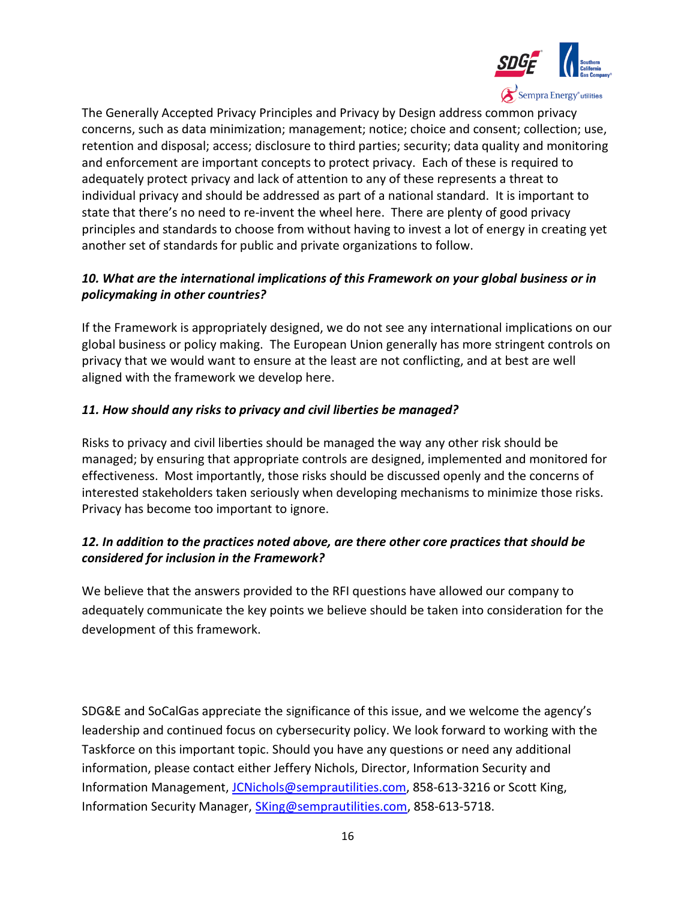The Generally Accepted Privacy Principles and Privacy by Design address common privacy concerns, such as data minimization; management; notice; choice and consent; collection; use, retention and disposal; access; disclosure to third parties; security; data quality and monitoring and enforcement are important concepts to protect privacy. Each of these is required to adequately protect privacy and lack of attention to any of these represents a threat to individual privacy and should be addressed as part of a national standard. It is important to state that there's no need to re-invent the wheel here. There are plenty of good privacy principles and standards to choose from without having to invest a lot of energy in creating yet another set of standards for public and private organizations to follow.

***10. What are the international implications of this Framework on your global business or in policymaking in other countries?***

If the Framework is appropriately designed, we do not see any international implications on our global business or policy making. The European Union generally has more stringent controls on privacy that we would want to ensure at the least are not conflicting, and at best are well aligned with the framework we develop here.

***11. How should any risks to privacy and civil liberties be managed?***

Risks to privacy and civil liberties should be managed the way any other risk should be managed; by ensuring that appropriate controls are designed, implemented and monitored for effectiveness. Most importantly, those risks should be discussed openly and the concerns of interested stakeholders taken seriously when developing mechanisms to minimize those risks. Privacy has become too important to ignore.

***12. In addition to the practices noted above, are there other core practices that should be considered for inclusion in the Framework?***

We believe that the answers provided to the RFI questions have allowed our company to adequately communicate the key points we believe should be taken into consideration for the development of this framework.

SDG&E and SoCalGas appreciate the significance of this issue, and we welcome the agency's leadership and continued focus on cybersecurity policy. We look forward to working with the Taskforce on this important topic. Should you have any questions or need any additional information, please contact either Jeffery Nichols, Director, Information Security and Information Management, JCNichols@semprautilities.com, 858-613-3216 or Scott King, Information Security Manager, SKing@semprautilities.com, 858-613-5718.